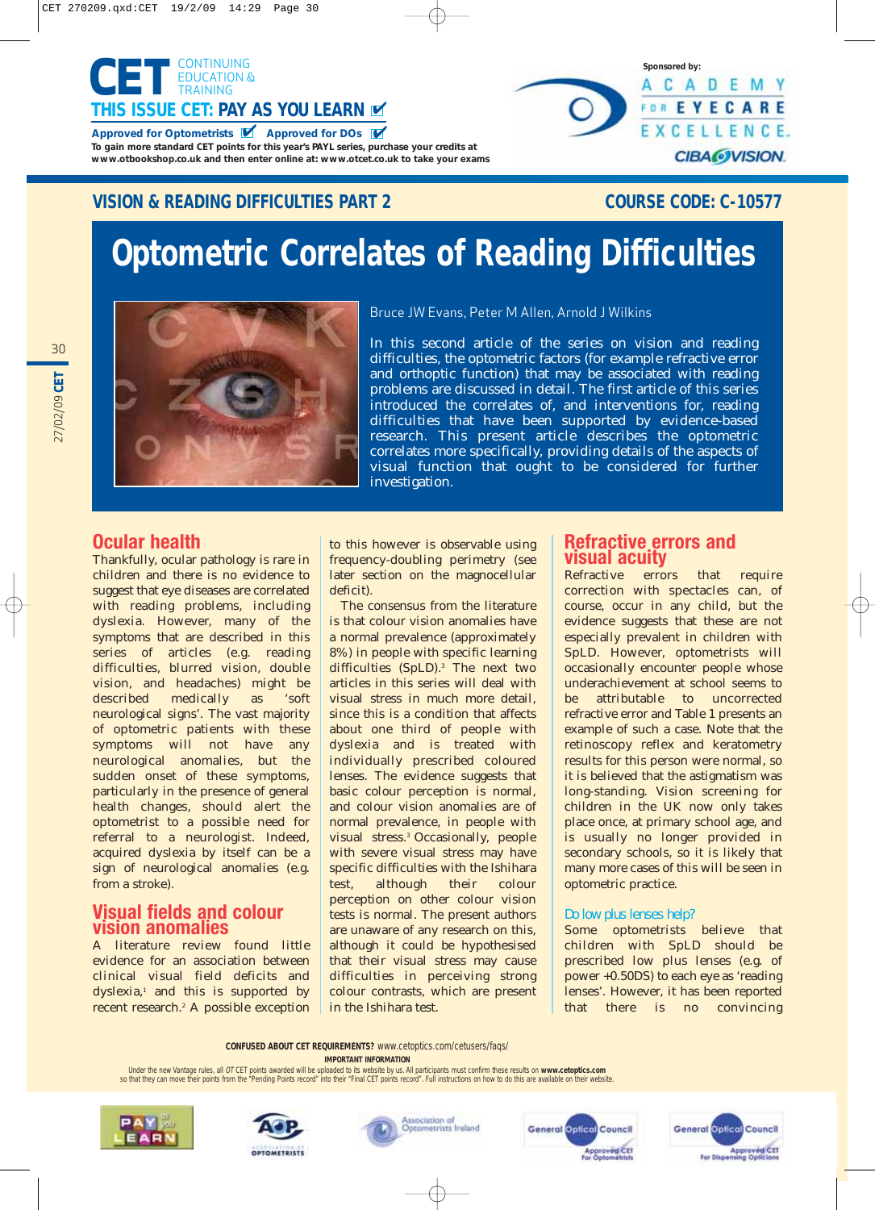CET CONTINUING EDUCATION & TRAINING

THIS ISSUE CET: PAY AS YOU LEARN

Approved for Optometrists   Approved for DOs

To gain more standard CET points for this year's PAYL series, purchase your credits at www.otbookshop.co.uk and then enter online at: www.otcet.co.uk to take your exams

Sponsored by: ACADEMY FOR EYECARE EXCELLENCE. CIBA VISION.

## VISION & READING DIFFICULTIES PART 2

**COURSE CODE: C-10577**

# Optometric Correlates of Reading Difficulties

Bruce JW Evans, Peter M Allen, Arnold J Wilkins

In this second article of the series on vision and reading difficulties, the optometric factors (for example refractive error and orthoptic function) that may be associated with reading problems are discussed in detail. The first article of this series introduced the correlates of, and interventions for, reading difficulties that have been supported by evidence-based research. This present article describes the optometric correlates more specifically, providing details of the aspects of visual function that ought to be considered for further investigation.

## Ocular health

Thankfully, ocular pathology is rare in children and there is no evidence to suggest that eye diseases are correlated with reading problems, including dyslexia. However, many of the symptoms that are described in this series of articles (e.g. reading difficulties, blurred vision, double vision, and headaches) might be described medically as 'soft neurological signs'. The vast majority of optometric patients with these symptoms will not have any neurological anomalies, but the sudden onset of these symptoms, particularly in the presence of general health changes, should alert the optometrist to a possible need for referral to a neurologist. Indeed, acquired dyslexia by itself can be a sign of neurological anomalies (e.g. from a stroke).

## Visual fields and colour vision anomalies

A literature review found little evidence for an association between clinical visual field deficits and dyslexia,[1] and this is supported by recent research.[2] A possible exception to this however is observable using frequency-doubling perimetry (see later section on the magnocellular deficit).

The consensus from the literature is that colour vision anomalies have a normal prevalence (approximately 8%) in people with specific learning difficulties (SpLD).[3] The next two articles in this series will deal with visual stress in much more detail, since this is a condition that affects about one third of people with dyslexia and is treated with individually prescribed coloured lenses. The evidence suggests that basic colour perception is normal, and colour vision anomalies are of normal prevalence, in people with visual stress.[3] Occasionally, people with severe visual stress may have specific difficulties with the Ishihara test, although their colour perception on other colour vision tests is normal. The present authors are unaware of any research on this, although it could be hypothesised that their visual stress may cause difficulties in perceiving strong colour contrasts, which are present in the Ishihara test.

## Refractive errors and visual acuity

Refractive errors that require correction with spectacles can, of course, occur in any child, but the evidence suggests that these are not especially prevalent in children with SpLD. However, optometrists will occasionally encounter people whose underachievement at school seems to be attributable to uncorrected refractive error and Table 1 presents an example of such a case. Note that the retinoscopy reflex and keratometry results for this person were normal, so it is believed that the astigmatism was long-standing. Vision screening for children in the UK now only takes place once, at primary school age, and is usually no longer provided in secondary schools, so it is likely that many more cases of this will be seen in optometric practice.

### Do low plus lenses help?

Some optometrists believe that children with SpLD should be prescribed low plus lenses (e.g. of power +0.50DS) to each eye as 'reading lenses'. However, it has been reported that there is no convincing

**CONFUSED ABOUT CET REQUIREMENTS?** www.cetoptics.com/cetusers/faqs/

**IMPORTANT INFORMATION**

Under the new Vantage rules, all *OT* CET points awarded will be uploaded to its website by us. All participants must confirm these results on **www.cetoptics.com** so that they can move their points from the "Pending Points record" into their "Final CET points record". Full instructions on how to do this are available on their website.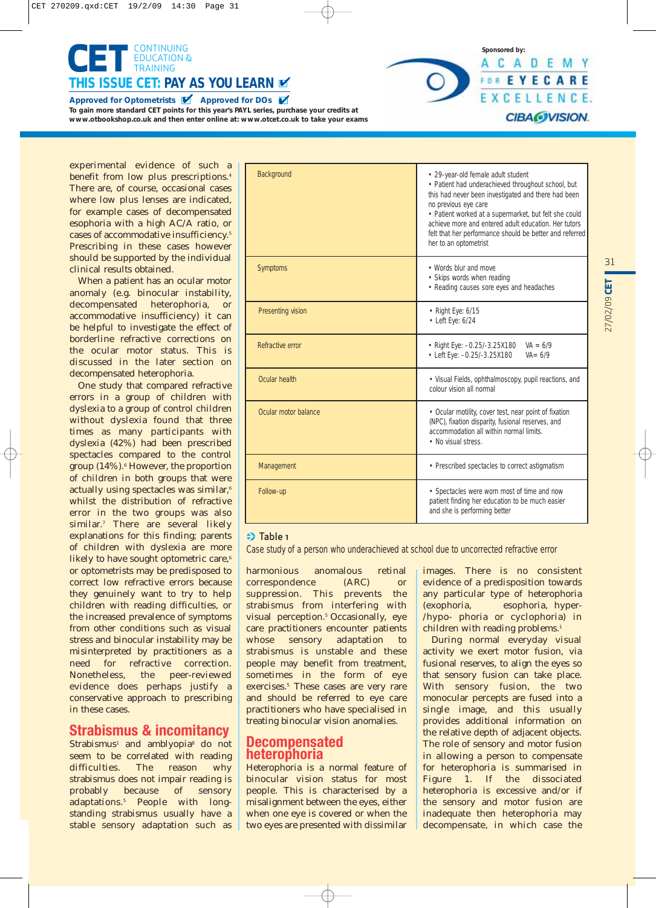experimental evidence of such a benefit from low plus prescriptions.[4] There are, of course, occasional cases where low plus lenses are indicated, for example cases of decompensated esophoria with a high AC/A ratio, or cases of accommodative insufficiency.[5] Prescribing in these cases however should be supported by the individual clinical results obtained.

When a patient has an ocular motor anomaly (e.g. binocular instability, decompensated heterophoria, or accommodative insufficiency) it can be helpful to investigate the effect of borderline refractive corrections on the ocular motor status. This is discussed in the later section on decompensated heterophoria.

One study that compared refractive errors in a group of children with dyslexia to a group of control children without dyslexia found that three times as many participants with dyslexia (42%) had been prescribed spectacles compared to the control group (14%).[6] However, the proportion of children in both groups that were actually using spectacles was similar,[6] whilst the distribution of refractive error in the two groups was also similar.[7] There are several likely explanations for this finding; parents of children with dyslexia are more likely to have sought optometric care,[6] or optometrists may be predisposed to correct low refractive errors because they genuinely want to try to help children with reading difficulties, or the increased prevalence of symptoms from other conditions such as visual stress and binocular instability may be misinterpreted by practitioners as a need for refractive correction. Nonetheless, the peer-reviewed evidence does perhaps justify a conservative approach to prescribing in these cases.

| Background | • 29-year-old female adult student<br>• Patient had underachieved throughout school, but this had never been investigated and there had been no previous eye care<br>• Patient worked at a supermarket, but felt she could achieve more and entered adult education. Her tutors felt that her performance should be better and referred her to an optometrist |
|---|---|
| Symptoms | • Words blur and move<br>• Skips words when reading<br>• Reading causes sore eyes and headaches |
| Presenting vision | • Right Eye: 6/15<br>• Left Eye: 6/24 |
| Refractive error | • Right Eye: –0.25/-3.25X180 VA = 6/9<br>• Left Eye: –0.25/-3.25X180 VA= 6/9 |
| Ocular health | • Visual Fields, ophthalmoscopy, pupil reactions, and colour vision all normal |
| Ocular motor balance | • Ocular motility, cover test, near point of fixation (NPC), fixation disparity, fusional reserves, and accommodation all within normal limits.<br>• No visual stress. |
| Management | • Prescribed spectacles to correct astigmatism |
| Follow-up | • Spectacles were worn most of time and now patient finding her education to be much easier and she is performing better |

**Table 1**
Case study of a person who underachieved at school due to uncorrected refractive error

## Strabismus & incomitancy

Strabismus[1] and amblyopia[8] do not seem to be correlated with reading difficulties. The reason why strabismus does not impair reading is probably because of sensory adaptations.[5] People with long-standing strabismus usually have a stable sensory adaptation such as harmonious anomalous retinal correspondence (ARC) or suppression. This prevents the strabismus from interfering with visual perception.[5] Occasionally, eye care practitioners encounter patients whose sensory adaptation to strabismus is unstable and these people may benefit from treatment, sometimes in the form of eye exercises.[5] These cases are very rare and should be referred to eye care practitioners who have specialised in treating binocular vision anomalies.

## Decompensated heterophoria

Heterophoria is a normal feature of binocular vision status for most people. This is characterised by a misalignment between the eyes, either when one eye is covered or when the two eyes are presented with dissimilar images. There is no consistent evidence of a predisposition towards any particular type of heterophoria (exophoria, esophoria, hyper-/hypo- phoria or cyclophoria) in children with reading problems.[1]

During normal everyday visual activity we exert motor fusion, via fusional reserves, to align the eyes so that sensory fusion can take place. With sensory fusion, the two monocular percepts are fused into a single image, and this usually provides additional information on the relative depth of adjacent objects. The role of sensory and motor fusion in allowing a person to compensate for heterophoria is summarised in Figure 1. If the dissociated heterophoria is excessive and/or if the sensory and motor fusion are inadequate then heterophoria may decompensate, in which case the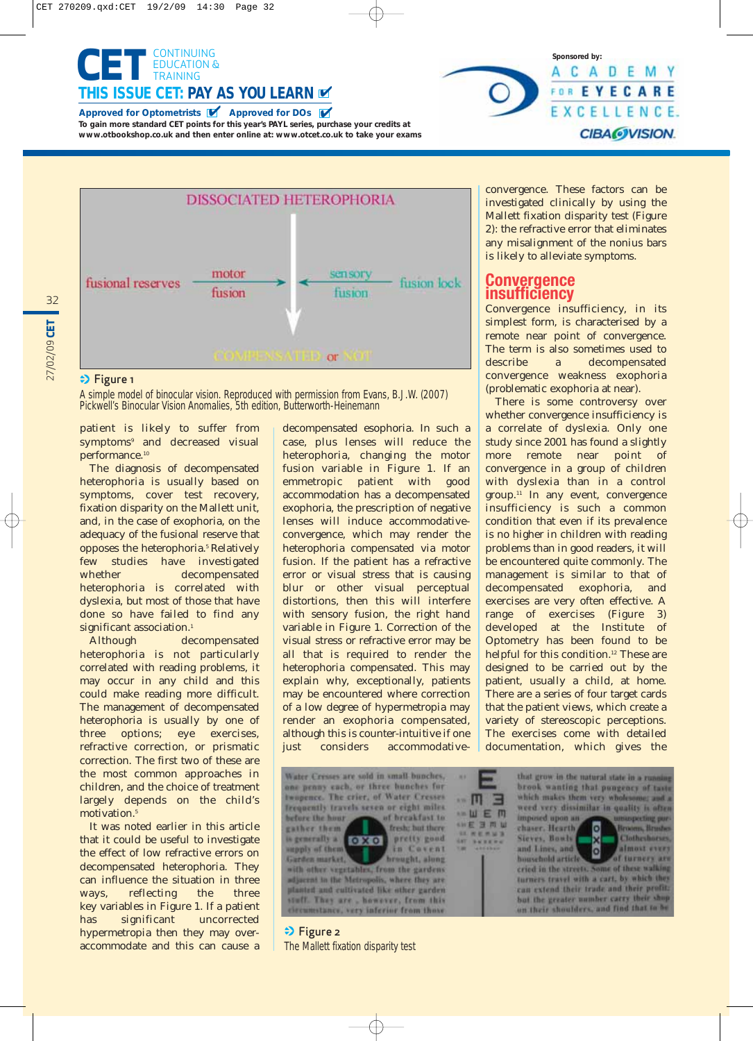Figure 1

A simple model of binocular vision. Reproduced with permission from Evans, B.J.W. (2007) Pickwell's Binocular Vision Anomalies, 5th edition, Butterworth-Heinemann

patient is likely to suffer from symptoms[9] and decreased visual performance.[10]

The diagnosis of decompensated heterophoria is usually based on symptoms, cover test recovery, fixation disparity on the Mallett unit, and, in the case of exophoria, on the adequacy of the fusional reserve that opposes the heterophoria.[5] Relatively few studies have investigated whether decompensated heterophoria is correlated with dyslexia, but most of those that have done so have failed to find any significant association.[1]

Although decompensated heterophoria is not particularly correlated with reading problems, it may occur in any child and this could make reading more difficult. The management of decompensated heterophoria is usually by one of three options; eye exercises, refractive correction, or prismatic correction. The first two of these are the most common approaches in children, and the choice of treatment largely depends on the child's motivation.[5]

It was noted earlier in this article that it could be useful to investigate the effect of low refractive errors on decompensated heterophoria. They can influence the situation in three ways, reflecting the three key variables in Figure 1. If a patient has significant uncorrected hypermetropia then they may over-accommodate and this can cause a decompensated esophoria. In such a case, plus lenses will reduce the heterophoria, changing the motor fusion variable in Figure 1. If an emmetropic patient with good accommodation has a decompensated exophoria, the prescription of negative lenses will induce accommodative-convergence, which may render the heterophoria compensated via motor fusion. If the patient has a refractive error or visual stress that is causing blur or other visual perceptual distortions, then this will interfere with sensory fusion, the right hand variable in Figure 1. Correction of the visual stress or refractive error may be all that is required to render the heterophoria compensated. This may explain why, exceptionally, patients may be encountered where correction of a low degree of hypermetropia may render an exophoria compensated, although this is counter-intuitive if one just considers accommodative-convergence. These factors can be investigated clinically by using the Mallett fixation disparity test (Figure 2): the refractive error that eliminates any misalignment of the nonius bars is likely to alleviate symptoms.

## Convergence insufficiency

Convergence insufficiency, in its simplest form, is characterised by a remote near point of convergence. The term is also sometimes used to describe a decompensated convergence weakness exophoria (problematic exophoria at near).

There is some controversy over whether convergence insufficiency is a correlate of dyslexia. Only one study since 2001 has found a slightly more remote near point of convergence in a group of children with dyslexia than in a control group.[11] In any event, convergence insufficiency is such a common condition that even if its prevalence is no higher in children with reading problems than in good readers, it will be encountered quite commonly. The management is similar to that of decompensated exophoria, and exercises are very often effective. A range of exercises (Figure 3) developed at the Institute of Optometry has been found to be helpful for this condition.[12] These are designed to be carried out by the patient, usually a child, at home. There are a series of four target cards that the patient views, which create a variety of stereoscopic perceptions. The exercises come with detailed documentation, which gives the

Figure 2

The Mallett fixation disparity test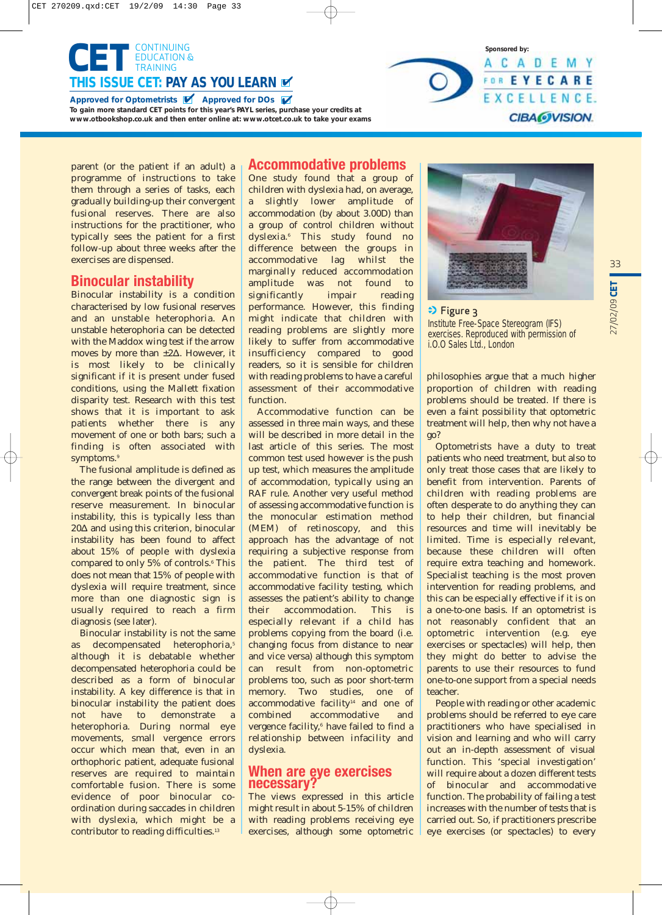parent (or the patient if an adult) a programme of instructions to take them through a series of tasks, each gradually building-up their convergent fusional reserves. There are also instructions for the practitioner, who typically sees the patient for a first follow-up about three weeks after the exercises are dispensed.

## Binocular instability

Binocular instability is a condition characterised by low fusional reserves and an unstable heterophoria. An unstable heterophoria can be detected with the Maddox wing test if the arrow moves by more than ±2Δ. However, it is most likely to be clinically significant if it is present under fused conditions, using the Mallett fixation disparity test. Research with this test shows that it is important to ask patients whether there is any movement of one or both bars; such a finding is often associated with symptoms.[9]

The fusional amplitude is defined as the range between the divergent and convergent break points of the fusional reserve measurement. In binocular instability, this is typically less than 20Δ and using this criterion, binocular instability has been found to affect about 15% of people with dyslexia compared to only 5% of controls.[6] This does not mean that 15% of people with dyslexia will require treatment, since more than one diagnostic sign is usually required to reach a firm diagnosis (see later).

Binocular instability is not the same as decompensated heterophoria,[5] although it is debatable whether decompensated heterophoria could be described as a form of binocular instability. A key difference is that in binocular instability the patient does not have to demonstrate a heterophoria. During normal eye movements, small vergence errors occur which mean that, even in an orthophoric patient, adequate fusional reserves are required to maintain comfortable fusion. There is some evidence of poor binocular co-ordination during saccades in children with dyslexia, which might be a contributor to reading difficulties.[13]

## Accommodative problems

One study found that a group of children with dyslexia had, on average, a slightly lower amplitude of accommodation (by about 3.00D) than a group of control children without dyslexia.[6] This study found no difference between the groups in accommodative lag whilst the marginally reduced accommodation amplitude was not found to significantly impair reading performance. However, this finding might indicate that children with reading problems are slightly more likely to suffer from accommodative insufficiency compared to good readers, so it is sensible for children with reading problems to have a careful assessment of their accommodative function.

Accommodative function can be assessed in three main ways, and these will be described in more detail in the last article of this series. The most common test used however is the push up test, which measures the amplitude of accommodation, typically using an RAF rule. Another very useful method of assessing accommodative function is the monocular estimation method (MEM) of retinoscopy, and this approach has the advantage of not requiring a subjective response from the patient. The third test of accommodative function is that of accommodative facility testing, which assesses the patient's ability to change their accommodation. This is especially relevant if a child has problems copying from the board (i.e. changing focus from distance to near and vice versa) although this symptom can result from non-optometric problems too, such as poor short-term memory. Two studies, one of accommodative facility[14] and one of combined accommodative and vergence facility,[6] have failed to find a relationship between infacility and dyslexia.

## When are eye exercises necessary?

The views expressed in this article might result in about 5-15% of children with reading problems receiving eye exercises, although some optometric philosophies argue that a much higher proportion of children with reading problems should be treated. If there is even a faint possibility that optometric treatment will help, then why not have a go?

Optometrists have a duty to treat patients who need treatment, but also to only treat those cases that are likely to benefit from intervention. Parents of children with reading problems are often desperate to do anything they can to help their children, but financial resources and time will inevitably be limited. Time is especially relevant, because these children will often require extra teaching and homework. Specialist teaching is the most proven intervention for reading problems, and this can be especially effective if it is on a one-to-one basis. If an optometrist is not reasonably confident that an optometric intervention (e.g. eye exercises or spectacles) will help, then they might do better to advise the parents to use their resources to fund one-to-one support from a special needs teacher.

People with reading or other academic problems should be referred to eye care practitioners who have specialised in vision and learning and who will carry out an in-depth assessment of visual function. This 'special investigation' will require about a dozen different tests of binocular and accommodative function. The probability of failing a test increases with the number of tests that is carried out. So, if practitioners prescribe eye exercises (or spectacles) to every

**Figure 3**
Institute Free-Space Stereogram (IFS) exercises. Reproduced with permission of i.O.O Sales Ltd., London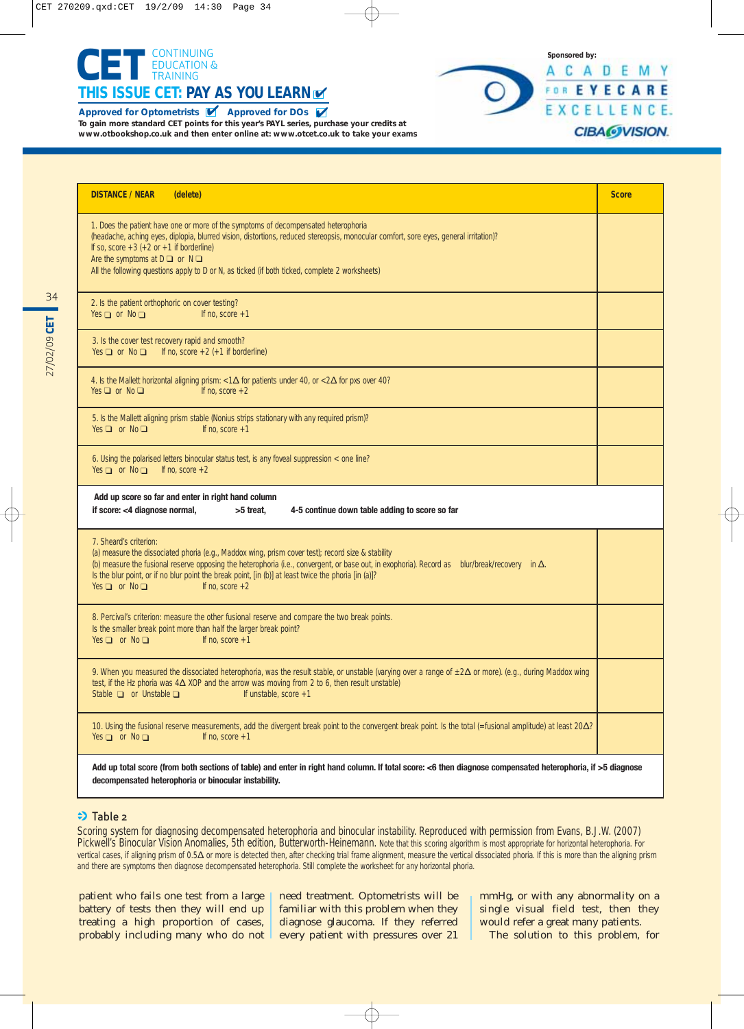| DISTANCE / NEAR (delete) | Score |
|---|---|
| 1. Does the patient have one or more of the symptoms of decompensated heterophoria (headache, aching eyes, diplopia, blurred vision, distortions, reduced stereopsis, monocular comfort, sore eyes, general irritation)? If so, score +3 (+2 or +1 if borderline) Are the symptoms at D ❏ or N ❏ All the following questions apply to D or N, as ticked (if both ticked, complete 2 worksheets) | |
| 2. Is the patient orthophoric on cover testing? Yes ❏ or No ❏ If no, score +1 | |
| 3. Is the cover test recovery rapid and smooth? Yes ❏ or No ❏ If no, score +2 (+1 if borderline) | |
| 4. Is the Mallett horizontal aligning prism: <1Δ for patients under 40, or <2Δ for pxs over 40? Yes ❏ or No ❏ If no, score +2 | |
| 5. Is the Mallett aligning prism stable (Nonius strips stationary with any required prism)? Yes ❏ or No ❏ If no, score +1 | |
| 6. Using the polarised letters binocular status test, is any foveal suppression < one line? Yes ❏ or No ❏ If no, score +2 | |
| **Add up score so far and enter in right hand column if score: <4 diagnose normal, >5 treat, 4-5 continue down table adding to score so far** | |
| 7. Sheard's criterion: (a) measure the dissociated phoria (e.g., Maddox wing, prism cover test); record size & stability (b) measure the fusional reserve opposing the heterophoria (i.e., convergent, or base out, in exophoria). Record as blur/break/recovery in Δ. Is the blur point, or if no blur point the break point, [in (b)] at least twice the phoria [in (a)]? Yes ❏ or No ❏ If no, score +2 | |
| 8. Percival's criterion: measure the other fusional reserve and compare the two break points. Is the smaller break point more than half the larger break point? Yes ❏ or No ❏ If no, score +1 | |
| 9. When you measured the dissociated heterophoria, was the result stable, or unstable (varying over a range of ±2Δ or more). (e.g., during Maddox wing test, if the Hz phoria was 4Δ XOP and the arrow was moving from 2 to 6, then result unstable) Stable ❏ or Unstable ❏ If unstable, score +1 | |
| 10. Using the fusional reserve measurements, add the divergent break point to the convergent break point. Is the total (=fusional amplitude) at least 20Δ? Yes ❏ or No ❏ If no, score +1 | |
| **Add up total score (from both sections of table) and enter in right hand column. If total score: <6 then diagnose compensated heterophoria, if >5 diagnose decompensated heterophoria or binocular instability.** | |

**Table 2**

Scoring system for diagnosing decompensated heterophoria and binocular instability. Reproduced with permission from Evans, B.J.W. (2007) Pickwell's Binocular Vision Anomalies, 5th edition, Butterworth-Heinemann. Note that this scoring algorithm is most appropriate for horizontal heterophoria. For vertical cases, if aligning prism of 0.5Δ or more is detected then, after checking trial frame alignment, measure the vertical dissociated phoria. If this is more than the aligning prism and there are symptoms then diagnose decompensated heterophoria. Still complete the worksheet for any horizontal phoria.

patient who fails one test from a large battery of tests then they will end up treating a high proportion of cases, probably including many who do not need treatment. Optometrists will be familiar with this problem when they diagnose glaucoma. If they referred every patient with pressures over 21 mmHg, or with any abnormality on a single visual field test, then they would refer a great many patients.

The solution to this problem, for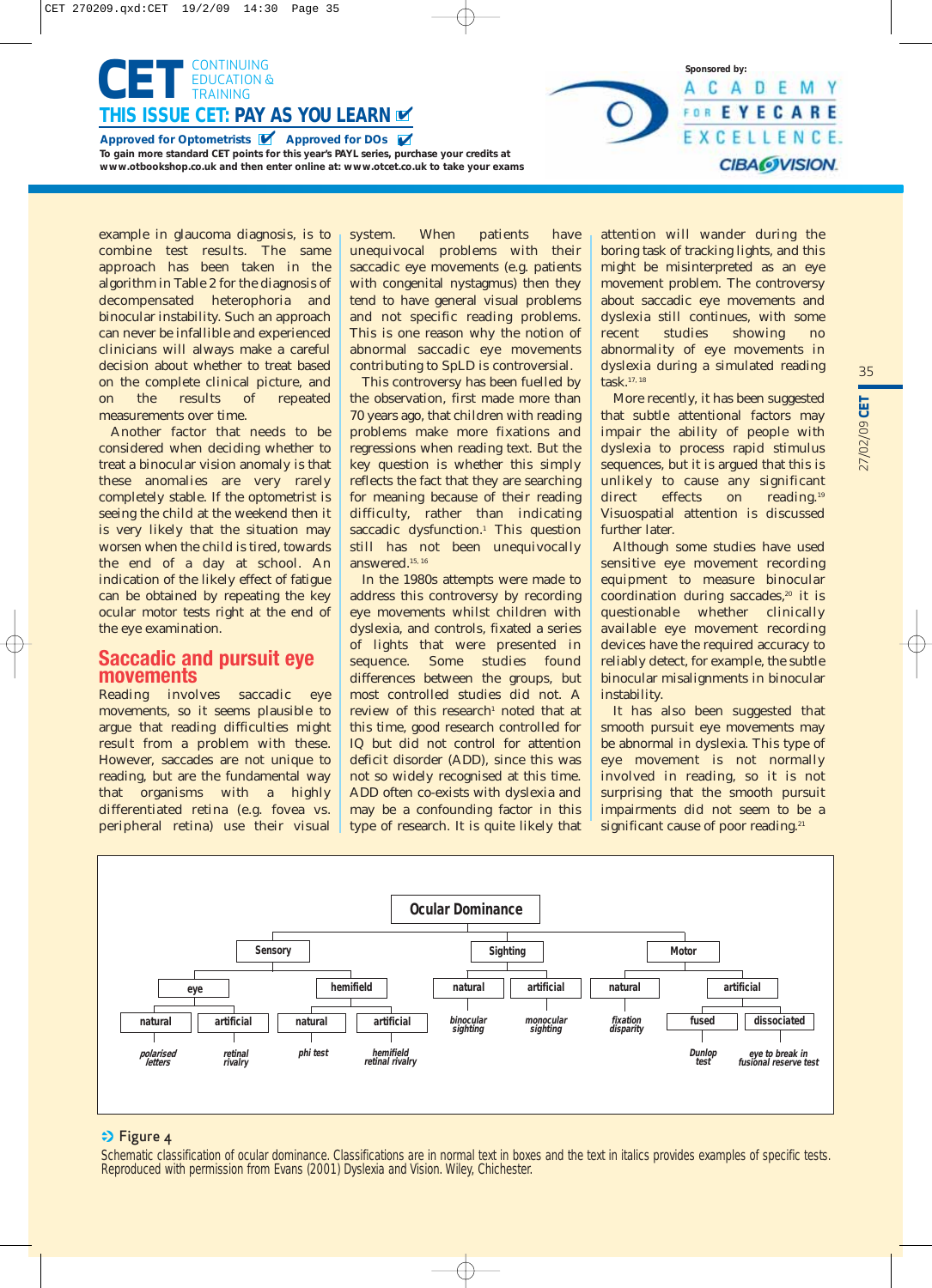example in glaucoma diagnosis, is to combine test results. The same approach has been taken in the algorithm in Table 2 for the diagnosis of decompensated heterophoria and binocular instability. Such an approach can never be infallible and experienced clinicians will always make a careful decision about whether to treat based on the complete clinical picture, and on the results of repeated measurements over time.

Another factor that needs to be considered when deciding whether to treat a binocular vision anomaly is that these anomalies are very rarely completely stable. If the optometrist is seeing the child at the weekend then it is very likely that the situation may worsen when the child is tired, towards the end of a day at school. An indication of the likely effect of fatigue can be obtained by repeating the key ocular motor tests right at the end of the eye examination.

## Saccadic and pursuit eye movements

Reading involves saccadic eye movements, so it seems plausible to argue that reading difficulties might result from a problem with these. However, saccades are not unique to reading, but are the fundamental way that organisms with a highly differentiated retina (e.g. fovea vs. peripheral retina) use their visual system. When patients have unequivocal problems with their saccadic eye movements (e.g. patients with congenital nystagmus) then they tend to have general visual problems and not specific reading problems. This is one reason why the notion of abnormal saccadic eye movements contributing to SpLD is controversial.

This controversy has been fuelled by the observation, first made more than 70 years ago, that children with reading problems make more fixations and regressions when reading text. But the key question is whether this simply reflects the fact that they are searching for meaning because of their reading difficulty, rather than indicating saccadic dysfunction.[1] This question still has not been unequivocally answered.[15, 16]

In the 1980s attempts were made to address this controversy by recording eye movements whilst children with dyslexia, and controls, fixated a series of lights that were presented in sequence. Some studies found differences between the groups, but most controlled studies did not. A review of this research[1] noted that at this time, good research controlled for IQ but did not control for attention deficit disorder (ADD), since this was not so widely recognised at this time. ADD often co-exists with dyslexia and may be a confounding factor in this type of research. It is quite likely that attention will wander during the boring task of tracking lights, and this might be misinterpreted as an eye movement problem. The controversy about saccadic eye movements and dyslexia still continues, with some recent studies showing no abnormality of eye movements in dyslexia during a simulated reading task.[17, 18]

More recently, it has been suggested that subtle attentional factors may impair the ability of people with dyslexia to process rapid stimulus sequences, but it is argued that this is unlikely to cause any significant direct effects on reading.[19] Visuospatial attention is discussed further later.

Although some studies have used sensitive eye movement recording equipment to measure binocular coordination during saccades,[20] it is questionable whether clinically available eye movement recording devices have the required accuracy to reliably detect, for example, the subtle binocular misalignments in binocular instability.

It has also been suggested that smooth pursuit eye movements may be abnormal in dyslexia. This type of eye movement is not normally involved in reading, so it is not surprising that the smooth pursuit impairments did not seem to be a significant cause of poor reading.[21]

**Ocular Dominance**

- **Sensory**
  - **eye**
    - **natural** — *polarised letters*
    - **artificial** — *retinal rivalry*
  - **hemifield**
    - **natural** — *phi test*
    - **artificial** — *hemifield retinal rivalry*
- **Sighting**
  - **natural** — *binocular sighting*
  - **artificial** — *monocular sighting*
- **Motor**
  - **natural** — *fixation disparity*
  - **artificial**
    - **fused** — *Dunlop test*
    - **dissociated** — *eye to break in fusional reserve test*

**Figure 4**

Schematic classification of ocular dominance. Classifications are in normal text in boxes and the text in italics provides examples of specific tests. Reproduced with permission from Evans (2001) Dyslexia and Vision. Wiley, Chichester.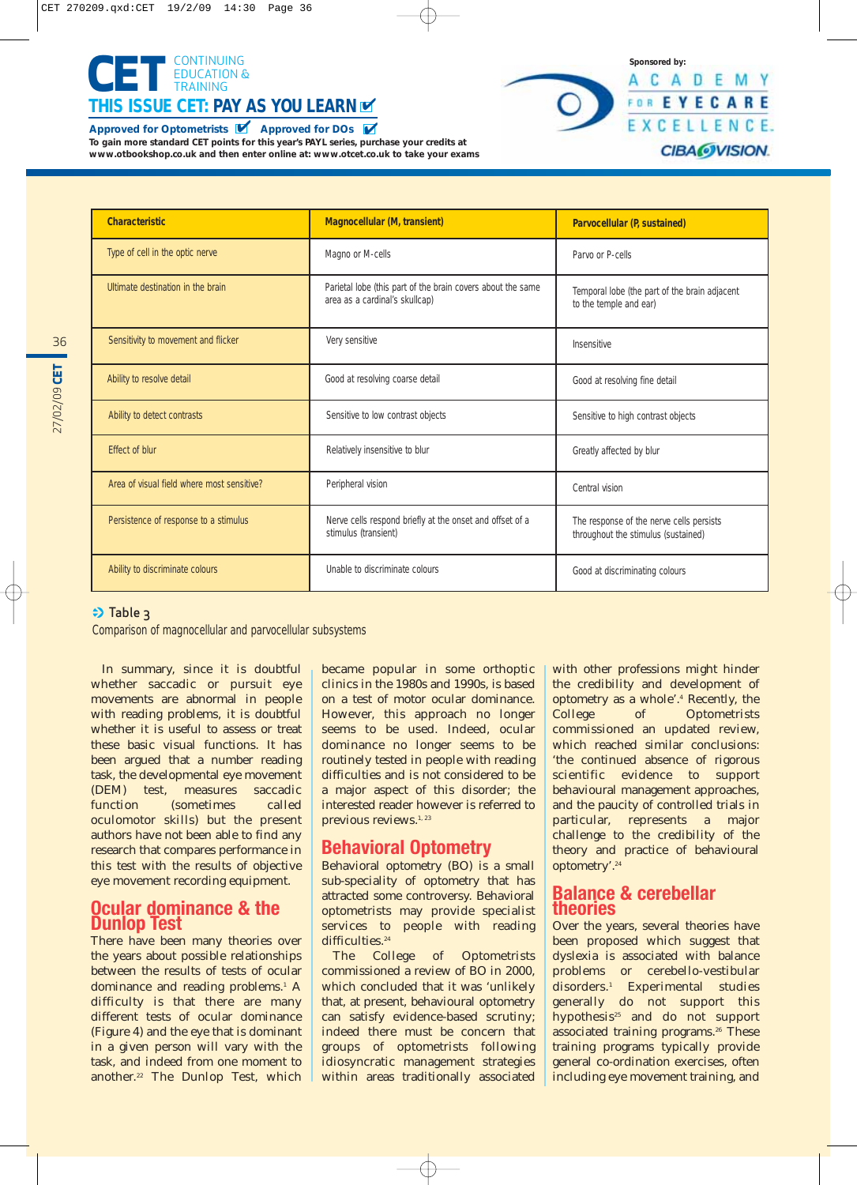| Characteristic | Magnocellular (M, transient) | Parvocellular (P, sustained) |
|---|---|---|
| Type of cell in the optic nerve | Magno or M-cells | Parvo or P-cells |
| Ultimate destination in the brain | Parietal lobe (this part of the brain covers about the same area as a cardinal's skullcap) | Temporal lobe (the part of the brain adjacent to the temple and ear) |
| Sensitivity to movement and flicker | Very sensitive | Insensitive |
| Ability to resolve detail | Good at resolving coarse detail | Good at resolving fine detail |
| Ability to detect contrasts | Sensitive to low contrast objects | Sensitive to high contrast objects |
| Effect of blur | Relatively insensitive to blur | Greatly affected by blur |
| Area of visual field where most sensitive? | Peripheral vision | Central vision |
| Persistence of response to a stimulus | Nerve cells respond briefly at the onset and offset of a stimulus (transient) | The response of the nerve cells persists throughout the stimulus (sustained) |
| Ability to discriminate colours | Unable to discriminate colours | Good at discriminating colours |

**Table 3**

Comparison of magnocellular and parvocellular subsystems

In summary, since it is doubtful whether saccadic or pursuit eye movements are abnormal in people with reading problems, it is doubtful whether it is useful to assess or treat these basic visual functions. It has been argued that a number reading task, the developmental eye movement (DEM) test, measures saccadic function (sometimes called oculomotor skills) but the present authors have not been able to find any research that compares performance in this test with the results of objective eye movement recording equipment.

## Ocular dominance & the Dunlop Test

There have been many theories over the years about possible relationships between the results of tests of ocular dominance and reading problems.[1] A difficulty is that there are many different tests of ocular dominance (Figure 4) and the eye that is dominant in a given person will vary with the task, and indeed from one moment to another.[22] The Dunlop Test, which became popular in some orthoptic clinics in the 1980s and 1990s, is based on a test of motor ocular dominance. However, this approach no longer seems to be used. Indeed, ocular dominance no longer seems to be routinely tested in people with reading difficulties and is not considered to be a major aspect of this disorder; the interested reader however is referred to previous reviews.[1, 23]

## Behavioral Optometry

Behavioral optometry (BO) is a small sub-speciality of optometry that has attracted some controversy. Behavioral optometrists may provide specialist services to people with reading difficulties.[24]

The College of Optometrists commissioned a review of BO in 2000, which concluded that it was 'unlikely that, at present, behavioral optometry can satisfy evidence-based scrutiny; indeed there must be concern that groups of optometrists following idiosyncratic management strategies within areas traditionally associated with other professions might hinder the credibility and development of optometry as a whole'.[4] Recently, the College of Optometrists commissioned an updated review, which reached similar conclusions: 'the continued absence of rigorous scientific evidence to support behavioural management approaches, and the paucity of controlled trials in particular, represents a major challenge to the credibility of the theory and practice of behavioural optometry'.[24]

## Balance & cerebellar theories

Over the years, several theories have been proposed which suggest that dyslexia is associated with balance problems or cerebello-vestibular disorders.[1] Experimental studies generally do not support this hypothesis[25] and do not support associated training programs.[26] These training programs typically provide general co-ordination exercises, often including eye movement training, and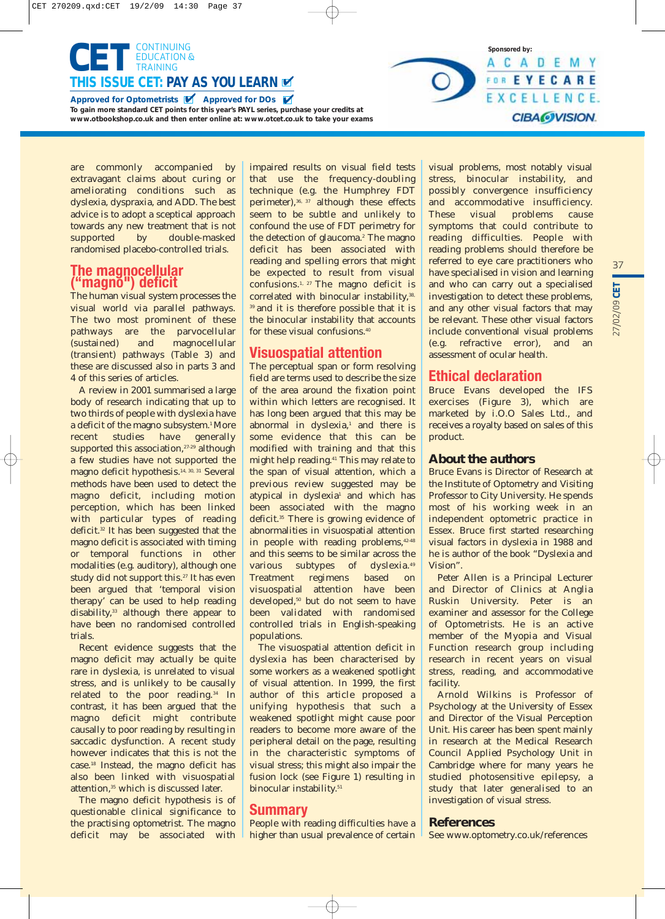are commonly accompanied by extravagant claims about curing or ameliorating conditions such as dyslexia, dyspraxia, and ADD. The best advice is to adopt a sceptical approach towards any new treatment that is not supported by double-masked randomised placebo-controlled trials.

## The magnocellular ("magno") deficit

The human visual system processes the visual world via parallel pathways. The two most prominent of these pathways are the parvocellular (sustained) and magnocellular (transient) pathways (Table 3) and these are discussed also in parts 3 and 4 of this series of articles.

A review in 2001 summarised a large body of research indicating that up to two thirds of people with dyslexia have a deficit of the magno subsystem.[1] More recent studies have generally supported this association,[27-29] although a few studies have not supported the magno deficit hypothesis.[14, 30, 31] Several methods have been used to detect the magno deficit, including motion perception, which has been linked with particular types of reading deficit.[32] It has been suggested that the magno deficit is associated with timing or temporal functions in other modalities (e.g. auditory), although one study did not support this.[27] It has even been argued that 'temporal vision therapy' can be used to help reading disability,[33] although there appear to have been no randomised controlled trials.

Recent evidence suggests that the magno deficit may actually be quite rare in dyslexia, is unrelated to visual stress, and is unlikely to be causally related to the poor reading.[34] In contrast, it has been argued that the magno deficit might contribute causally to poor reading by resulting in saccadic dysfunction. A recent study however indicates that this is not the case.[18] Instead, the magno deficit has also been linked with visuospatial attention,[35] which is discussed later.

The magno deficit hypothesis is of questionable clinical significance to the practising optometrist. The magno deficit may be associated with impaired results on visual field tests that use the frequency-doubling technique (e.g. the Humphrey FDT perimeter),[36, 37] although these effects seem to be subtle and unlikely to confound the use of FDT perimetry for the detection of glaucoma.[2] The magno deficit has been associated with reading and spelling errors that might be expected to result from visual confusions.[1, 27] The magno deficit is correlated with binocular instability,[38, 39] and it is therefore possible that it is the binocular instability that accounts for these visual confusions.[40]

## Visuospatial attention

The perceptual span or form resolving field are terms used to describe the size of the area around the fixation point within which letters are recognised. It has long been argued that this may be abnormal in dyslexia,[1] and there is some evidence that this can be modified with training and that this might help reading.[41] This may relate to the span of visual attention, which a previous review suggested may be atypical in dyslexia[1] and which has been associated with the magno deficit.[35] There is growing evidence of abnormalities in visuospatial attention in people with reading problems,[42-48] and this seems to be similar across the various subtypes of dyslexia.[49] Treatment regimens based on visuospatial attention have been developed,[50] but do not seem to have been validated with randomised controlled trials in English-speaking populations.

The visuospatial attention deficit in dyslexia has been characterised by some workers as a weakened spotlight of visual attention. In 1999, the first author of this article proposed a unifying hypothesis that such a weakened spotlight might cause poor readers to become more aware of the peripheral detail on the page, resulting in the characteristic symptoms of visual stress; this might also impair the fusion lock (see Figure 1) resulting in binocular instability.[51]

## Summary

People with reading difficulties have a higher than usual prevalence of certain visual problems, most notably visual stress, binocular instability, and possibly convergence insufficiency and accommodative insufficiency. These visual problems cause symptoms that could contribute to reading difficulties. People with reading problems should therefore be referred to eye care practitioners who have specialised in vision and learning and who can carry out a specialised investigation to detect these problems, and any other visual factors that may be relevant. These other visual factors include conventional visual problems (e.g. refractive error), and an assessment of ocular health.

## Ethical declaration

Bruce Evans developed the IFS exercises (Figure 3), which are marketed by i.O.O Sales Ltd., and receives a royalty based on sales of this product.

## About the authors

Bruce Evans is Director of Research at the Institute of Optometry and Visiting Professor to City University. He spends most of his working week in an independent optometric practice in Essex. Bruce first started researching visual factors in dyslexia in 1988 and he is author of the book "Dyslexia and Vision".

Peter Allen is a Principal Lecturer and Director of Clinics at Anglia Ruskin University. Peter is an examiner and assessor for the College of Optometrists. He is an active member of the Myopia and Visual Function research group including research in recent years on visual stress, reading, and accommodative facility.

Arnold Wilkins is Professor of Psychology at the University of Essex and Director of the Visual Perception Unit. His career has been spent mainly in research at the Medical Research Council Applied Psychology Unit in Cambridge where for many years he studied photosensitive epilepsy, a study that later generalised to an investigation of visual stress.

## References

See www.optometry.co.uk/references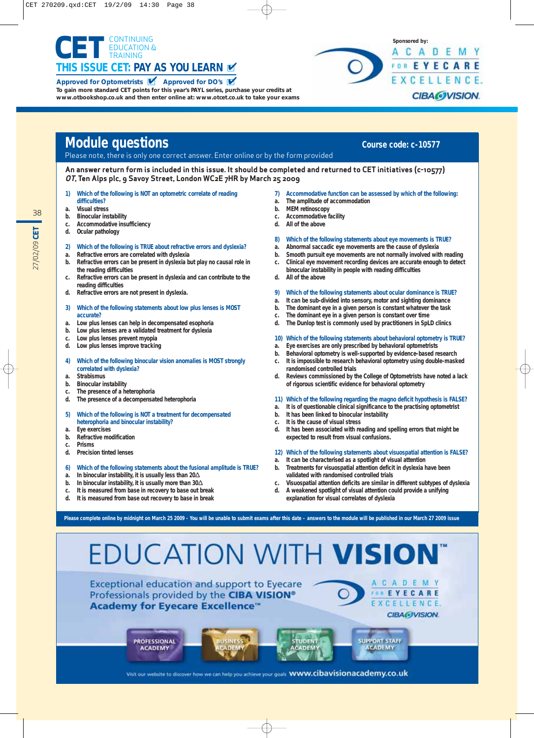# CET CONTINUING EDUCATION & TRAINING

## THIS ISSUE CET: PAY AS YOU LEARN ☑

**Approved for Optometrists** ☑ **Approved for DO's** ☑

To gain more standard CET points for this year's PAYL series, purchase your credits at www.otbookshop.co.uk and then enter online at: www.otcet.co.uk to take your exams

Sponsored by: ACADEMY FOR EYECARE EXCELLENCE. CIBA VISION.

## Module questions

**Course code: c-10577**

Please note, there is only one correct answer. Enter online or by the form provided

**An answer return form is included in this issue. It should be completed and returned to CET initiatives (c-10577) *OT*, Ten Alps plc, 9 Savoy Street, London WC2E 7HR by March 25 2009**

**1) Which of the following is NOT an optometric correlate of reading difficulties?**
a. Visual stress
b. Binocular instability
c. Accommodative insufficiency
d. Ocular pathology

**2) Which of the following is TRUE about refractive errors and dyslexia?**
a. Refractive errors are correlated with dyslexia
b. Refractive errors can be present in dyslexia but play no causal role in the reading difficulties
c. Refractive errors can be present in dyslexia and can contribute to the reading difficulties
d. Refractive errors are not present in dyslexia.

**3) Which of the following statements about low plus lenses is MOST accurate?**
a. Low plus lenses can help in decompensated esophoria
b. Low plus lenses are a validated treatment for dyslexia
c. Low plus lenses prevent myopia
d. Low plus lenses improve tracking

**4) Which of the following binocular vision anomalies is MOST strongly correlated with dyslexia?**
a. Strabismus
b. Binocular instability
c. The presence of a heterophoria
d. The presence of a decompensated heterophoria

**5) Which of the following is NOT a treatment for decompensated heterophoria and binocular instability?**
a. Eye exercises
b. Refractive modification
c. Prisms
d. Precision tinted lenses

**6) Which of the following statements about the fusional amplitude is TRUE?**
a. In binocular instability, it is usually less than 20Δ
b. In binocular instability, it is usually more than 30Δ
c. It is measured from base in recovery to base out break
d. It is measured from base out recovery to base in break

**7) Accommodative function can be assessed by which of the following:**
a. The amplitude of accommodation
b. MEM retinoscopy
c. Accommodative facility
d. All of the above

**8) Which of the following statements about eye movements is TRUE?**
a. Abnormal saccadic eye movements are the cause of dyslexia
b. Smooth pursuit eye movements are not normally involved with reading
c. Clinical eye movement recording devices are accurate enough to detect binocular instability in people with reading difficulties
d. All of the above

**9) Which of the following statements about ocular dominance is TRUE?**
a. It can be sub-divided into sensory, motor and sighting dominance
b. The dominant eye in a given person is constant whatever the task
c. The dominant eye in a given person is constant over time
d. The Dunlop test is commonly used by practitioners in SpLD clinics

**10) Which of the following statements about behavioral optometry is TRUE?**
a. Eye exercises are only prescribed by behavioral optometrists
b. Behavioral optometry is well-supported by evidence-based research
c. It is impossible to research behavioral optometry using double-masked randomised controlled trials
d. Reviews commissioned by the College of Optometrists have noted a lack of rigorous scientific evidence for behavioral optometry

**11) Which of the following regarding the magno deficit hypothesis is FALSE?**
a. It is of questionable clinical significance to the practising optometrist
b. It has been linked to binocular instability
c. It is the cause of visual stress
d. It has been associated with reading and spelling errors that might be expected to result from visual confusions.

**12) Which of the following statements about visuospatial attention is FALSE?**
a. It can be characterised as a spotlight of visual attention
b. Treatments for visuospatial attention deficit in dyslexia have been validated with randomised controlled trials
c. Visuospatial attention deficits are similar in different subtypes of dyslexia
d. A weakened spotlight of visual attention could provide a unifying explanation for visual correlates of dyslexia

**Please complete online by midnight on March 25 2009 - You will be unable to submit exams after this date - answers to the module will be published in our March 27 2009 issue**

# EDUCATION WITH VISION™

Exceptional education and support to Eyecare Professionals provided by the **CIBA VISION® Academy for Eyecare Excellence™**

ACADEMY FOR EYECARE EXCELLENCE. CIBA VISION.

PROFESSIONAL ACADEMY | BUSINESS ACADEMY | STUDENT ACADEMY | SUPPORT STAFF ACADEMY

Visit our website to discover how we can help you achieve your goals **www.cibavisionacademy.co.uk**